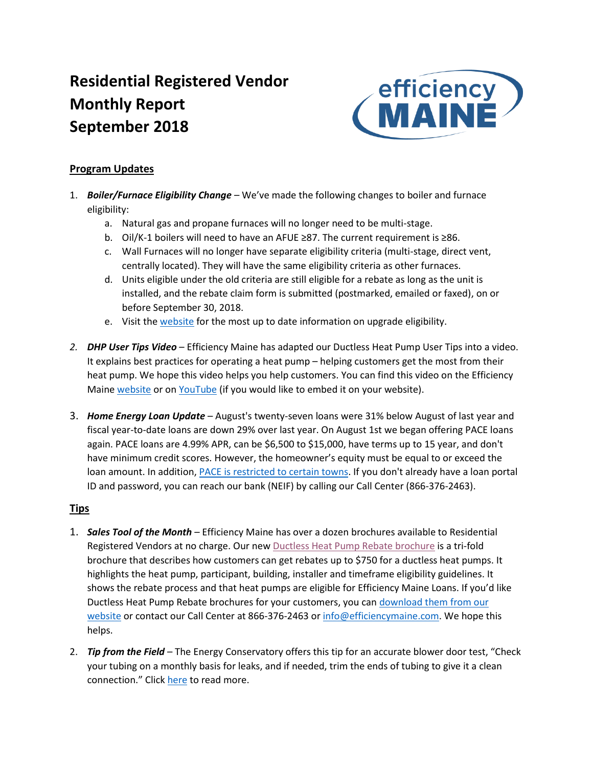# Residential Registered Vendor Monthly Report September 2018

## Program Updates

1. ***Boiler/Furnace Eligibility Change*** – We've made the following changes to boiler and furnace eligibility:
    a. Natural gas and propane furnaces will no longer need to be multi-stage.
    b. Oil/K-1 boilers will need to have an AFUE ≥87. The current requirement is ≥86.
    c. Wall Furnaces will no longer have separate eligibility criteria (multi-stage, direct vent, centrally located). They will have the same eligibility criteria as other furnaces.
    d. Units eligible under the old criteria are still eligible for a rebate as long as the unit is installed, and the rebate claim form is submitted (postmarked, emailed or faxed), on or before September 30, 2018.
    e. Visit the website for the most up to date information on upgrade eligibility.

2. ***DHP User Tips Video*** – Efficiency Maine has adapted our Ductless Heat Pump User Tips into a video. It explains best practices for operating a heat pump – helping customers get the most from their heat pump. We hope this video helps you help customers. You can find this video on the Efficiency Maine website or on YouTube (if you would like to embed it on your website).

3. ***Home Energy Loan Update*** – August's twenty-seven loans were 31% below August of last year and fiscal year-to-date loans are down 29% over last year. On August 1st we began offering PACE loans again. PACE loans are 4.99% APR, can be $6,500 to $15,000, have terms up to 15 year, and don't have minimum credit scores. However, the homeowner's equity must be equal to or exceed the loan amount. In addition, PACE is restricted to certain towns. If you don't already have a loan portal ID and password, you can reach our bank (NEIF) by calling our Call Center (866-376-2463).

## Tips

1. ***Sales Tool of the Month*** – Efficiency Maine has over a dozen brochures available to Residential Registered Vendors at no charge. Our new Ductless Heat Pump Rebate brochure is a tri-fold brochure that describes how customers can get rebates up to $750 for a ductless heat pumps. It highlights the heat pump, participant, building, installer and timeframe eligibility guidelines. It shows the rebate process and that heat pumps are eligible for Efficiency Maine Loans. If you'd like Ductless Heat Pump Rebate brochures for your customers, you can download them from our website or contact our Call Center at 866-376-2463 or info@efficiencymaine.com. We hope this helps.

2. ***Tip from the Field*** – The Energy Conservatory offers this tip for an accurate blower door test, "Check your tubing on a monthly basis for leaks, and if needed, trim the ends of tubing to give it a clean connection." Click here to read more.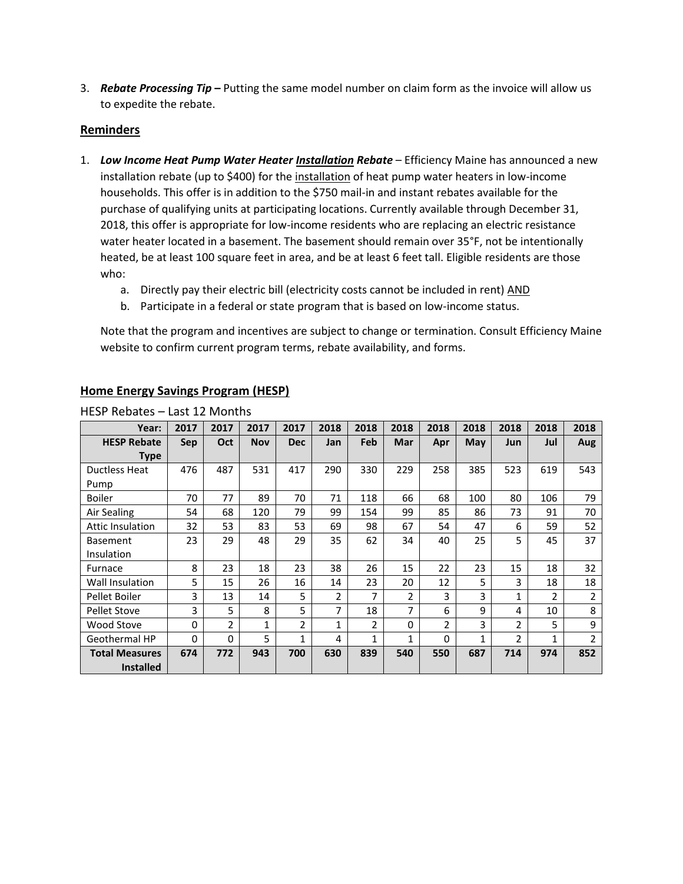3. ***Rebate Processing Tip –*** Putting the same model number on claim form as the invoice will allow us to expedite the rebate.

## Reminders

1. ***Low Income Heat Pump Water Heater Installation Rebate*** – Efficiency Maine has announced a new installation rebate (up to $400) for the installation of heat pump water heaters in low-income households. This offer is in addition to the $750 mail-in and instant rebates available for the purchase of qualifying units at participating locations. Currently available through December 31, 2018, this offer is appropriate for low-income residents who are replacing an electric resistance water heater located in a basement. The basement should remain over 35°F, not be intentionally heated, be at least 100 square feet in area, and be at least 6 feet tall. Eligible residents are those who:
   a. Directly pay their electric bill (electricity costs cannot be included in rent) AND
   b. Participate in a federal or state program that is based on low-income status.

   Note that the program and incentives are subject to change or termination. Consult Efficiency Maine website to confirm current program terms, rebate availability, and forms.

## Home Energy Savings Program (HESP)

HESP Rebates – Last 12 Months

| Year: | 2017 | 2017 | 2017 | 2017 | 2018 | 2018 | 2018 | 2018 | 2018 | 2018 | 2018 | 2018 |
|---|---|---|---|---|---|---|---|---|---|---|---|---|
| **HESP Rebate Type** | **Sep** | **Oct** | **Nov** | **Dec** | **Jan** | **Feb** | **Mar** | **Apr** | **May** | **Jun** | **Jul** | **Aug** |
| Ductless Heat Pump | 476 | 487 | 531 | 417 | 290 | 330 | 229 | 258 | 385 | 523 | 619 | 543 |
| Boiler | 70 | 77 | 89 | 70 | 71 | 118 | 66 | 68 | 100 | 80 | 106 | 79 |
| Air Sealing | 54 | 68 | 120 | 79 | 99 | 154 | 99 | 85 | 86 | 73 | 91 | 70 |
| Attic Insulation | 32 | 53 | 83 | 53 | 69 | 98 | 67 | 54 | 47 | 6 | 59 | 52 |
| Basement Insulation | 23 | 29 | 48 | 29 | 35 | 62 | 34 | 40 | 25 | 5 | 45 | 37 |
| Furnace | 8 | 23 | 18 | 23 | 38 | 26 | 15 | 22 | 23 | 15 | 18 | 32 |
| Wall Insulation | 5 | 15 | 26 | 16 | 14 | 23 | 20 | 12 | 5 | 3 | 18 | 18 |
| Pellet Boiler | 3 | 13 | 14 | 5 | 2 | 7 | 2 | 3 | 3 | 1 | 2 | 2 |
| Pellet Stove | 3 | 5 | 8 | 5 | 7 | 18 | 7 | 6 | 9 | 4 | 10 | 8 |
| Wood Stove | 0 | 2 | 1 | 2 | 1 | 2 | 0 | 2 | 3 | 2 | 5 | 9 |
| Geothermal HP | 0 | 0 | 5 | 1 | 4 | 1 | 1 | 0 | 1 | 2 | 1 | 2 |
| **Total Measures Installed** | **674** | **772** | **943** | **700** | **630** | **839** | **540** | **550** | **687** | **714** | **974** | **852** |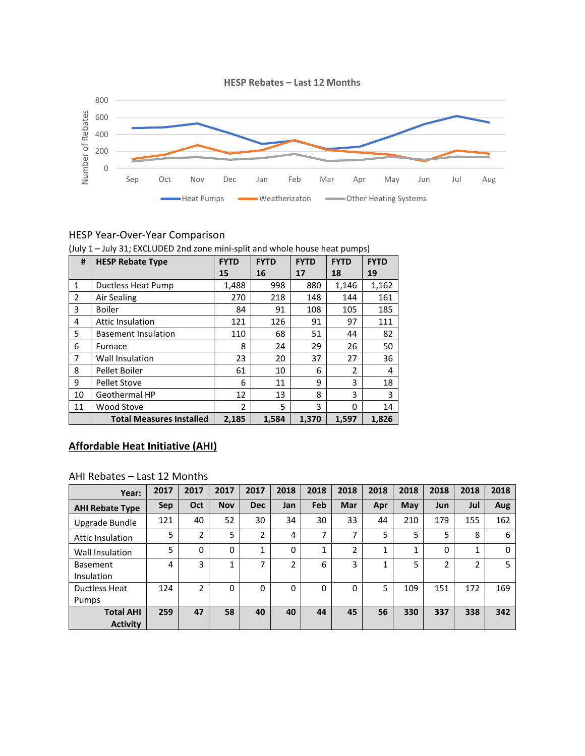HESP Rebates – Last 12 Months

Number of Rebates

800
600
400
200
0

Sep Oct Nov Dec Jan Feb Mar Apr May Jun Jul Aug

Heat Pumps  Weatherizaton  Other Heating Systems

HESP Year-Over-Year Comparison

(July 1 – July 31; EXCLUDED 2nd zone mini-split and whole house heat pumps)

| # | HESP Rebate Type | FYTD 15 | FYTD 16 | FYTD 17 | FYTD 18 | FYTD 19 |
|---|---|---|---|---|---|---|
| 1 | Ductless Heat Pump | 1,488 | 998 | 880 | 1,146 | 1,162 |
| 2 | Air Sealing | 270 | 218 | 148 | 144 | 161 |
| 3 | Boiler | 84 | 91 | 108 | 105 | 185 |
| 4 | Attic Insulation | 121 | 126 | 91 | 97 | 111 |
| 5 | Basement Insulation | 110 | 68 | 51 | 44 | 82 |
| 6 | Furnace | 8 | 24 | 29 | 26 | 50 |
| 7 | Wall Insulation | 23 | 20 | 37 | 27 | 36 |
| 8 | Pellet Boiler | 61 | 10 | 6 | 2 | 4 |
| 9 | Pellet Stove | 6 | 11 | 9 | 3 | 18 |
| 10 | Geothermal HP | 12 | 13 | 8 | 3 | 3 |
| 11 | Wood Stove | 2 | 5 | 3 | 0 | 14 |
| | **Total Measures Installed** | **2,185** | **1,584** | **1,370** | **1,597** | **1,826** |

## Affordable Heat Initiative (AHI)

AHI Rebates – Last 12 Months

| **Year:** | **2017** | **2017** | **2017** | **2017** | **2018** | **2018** | **2018** | **2018** | **2018** | **2018** | **2018** | **2018** |
|---|---|---|---|---|---|---|---|---|---|---|---|---|
| **AHI Rebate Type** | **Sep** | **Oct** | **Nov** | **Dec** | **Jan** | **Feb** | **Mar** | **Apr** | **May** | **Jun** | **Jul** | **Aug** |
| Upgrade Bundle | 121 | 40 | 52 | 30 | 34 | 30 | 33 | 44 | 210 | 179 | 155 | 162 |
| Attic Insulation | 5 | 2 | 5 | 2 | 4 | 7 | 7 | 5 | 5 | 5 | 8 | 6 |
| Wall Insulation | 5 | 0 | 0 | 1 | 0 | 1 | 2 | 1 | 1 | 0 | 1 | 0 |
| Basement Insulation | 4 | 3 | 1 | 7 | 2 | 6 | 3 | 1 | 5 | 2 | 2 | 5 |
| Ductless Heat Pumps | 124 | 2 | 0 | 0 | 0 | 0 | 0 | 5 | 109 | 151 | 172 | 169 |
| **Total AHI Activity** | **259** | **47** | **58** | **40** | **40** | **44** | **45** | **56** | **330** | **337** | **338** | **342** |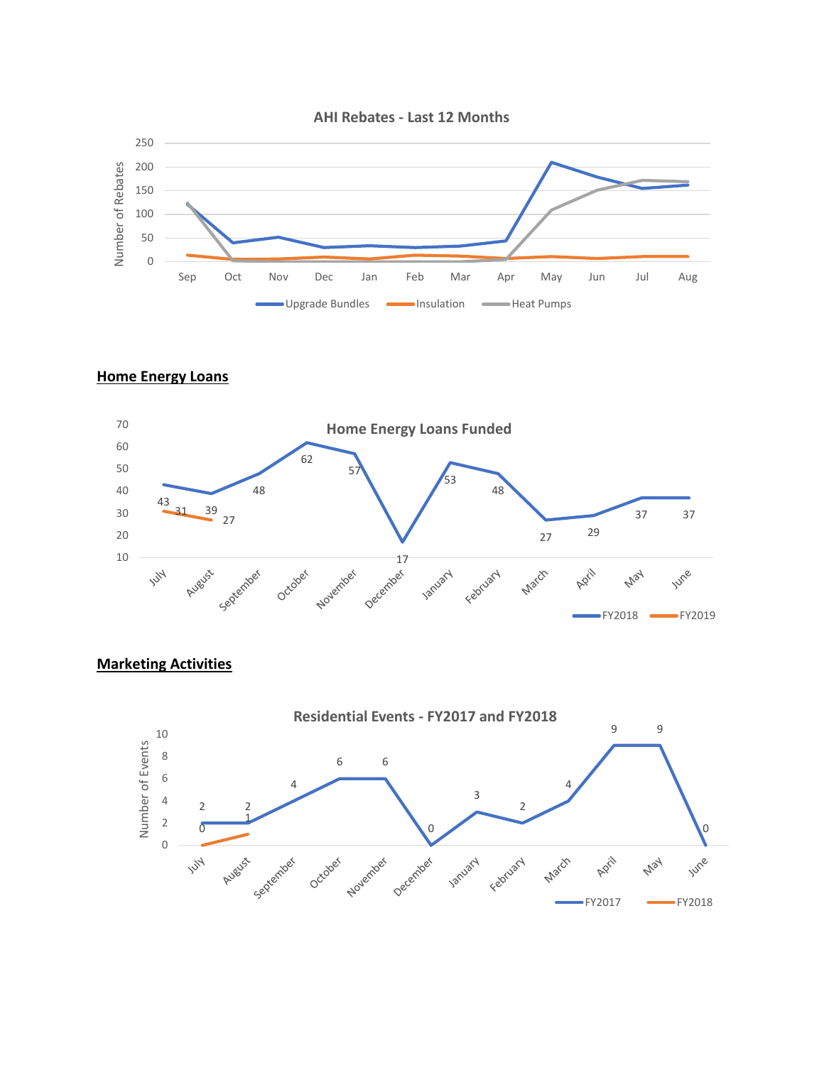**AHI Rebates - Last 12 Months**

**Home Energy Loans**

**Home Energy Loans Funded**

**Marketing Activities**

**Residential Events - FY2017 and FY2018**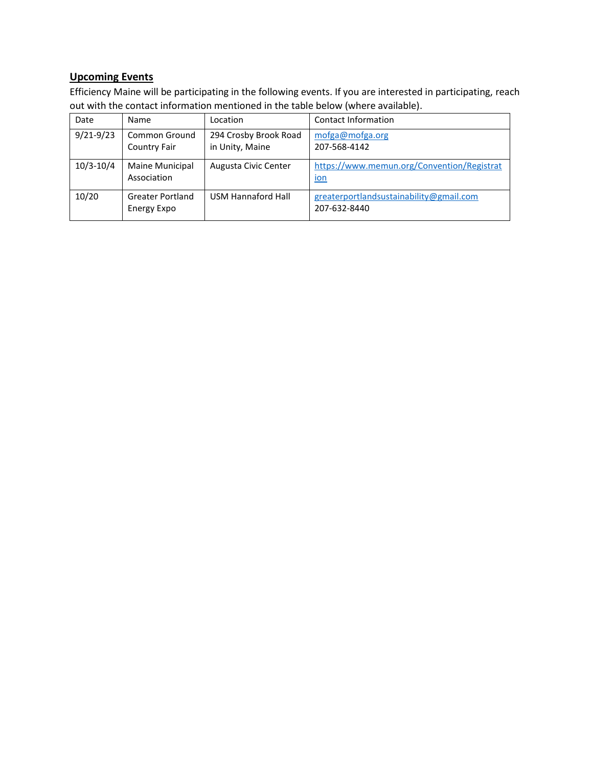## Upcoming Events

Efficiency Maine will be participating in the following events. If you are interested in participating, reach out with the contact information mentioned in the table below (where available).

| Date | Name | Location | Contact Information |
|---|---|---|---|
| 9/21-9/23 | Common Ground Country Fair | 294 Crosby Brook Road in Unity, Maine | mofga@mofga.org<br>207-568-4142 |
| 10/3-10/4 | Maine Municipal Association | Augusta Civic Center | https://www.memun.org/Convention/Registration |
| 10/20 | Greater Portland Energy Expo | USM Hannaford Hall | greaterportlandsustainability@gmail.com<br>207-632-8440 |